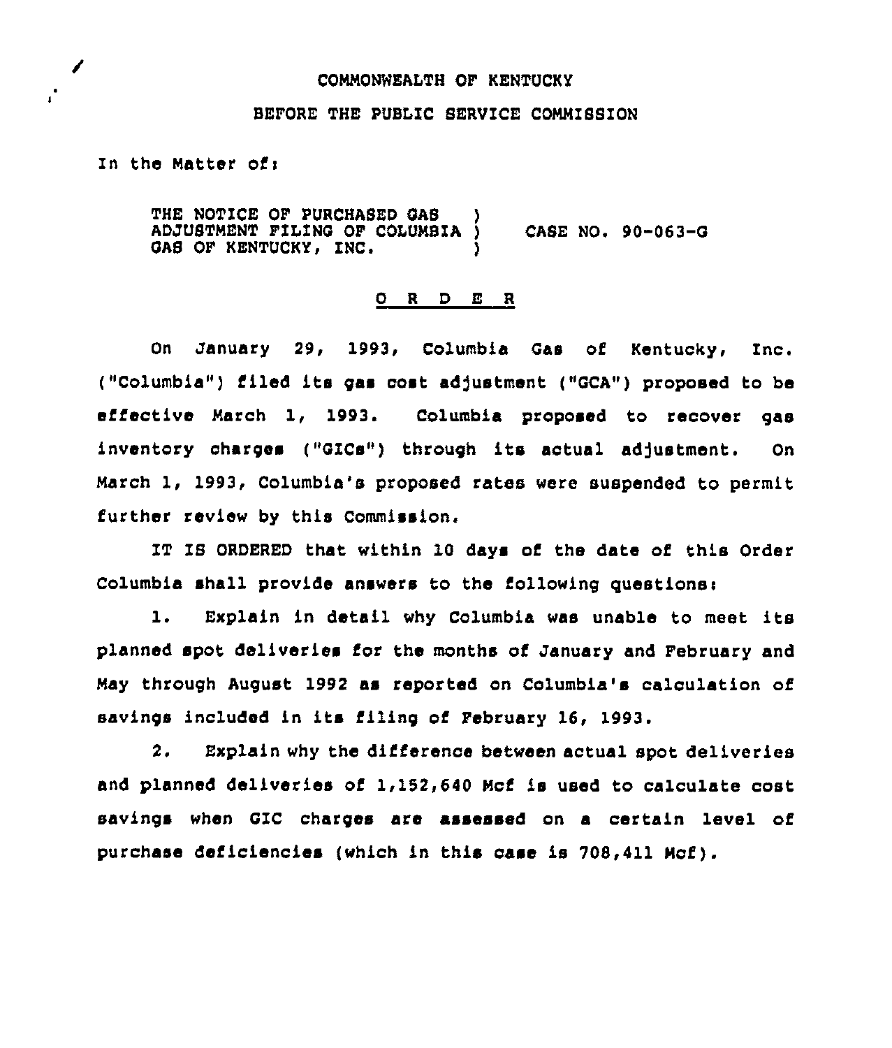COMMONWEALTH OF KENTUCKY

BEFORE THE PUBLIC SERVICE COMMISSION

In the Matter of:

THE NOTICE OF PURCHASED GAS ADJUSTMENT FILING OF COLUMBIA GAS OF KENTUCKY, INC. ) CASE NO. 90-063-G

O R D E R

On January 29, 1993, Columbia Gas of Kentucky, Inc. ("Columbia") filed its gas cost adjustment ("GCA") proposed to be effective March 1, 1993. Columbia proposed to recover gas inventory charges ("GICs") through its actual adjustment. On March 1, 1993, Columbia's proposed rates were suspended to permit further review by this Commission.

IT IS ORDERED that within 10 days of the date of this Order Columbia shall provide answers to the following questions:

1. Explain in detail why Columbia was unable to meet its planned spot deliveries for the months of January and February and May through August 1992 as reported on Columbia's calculation of savings included in its filing of February 16, 1993.

2. Explain why the difference between actual spot deliveries and planned deliveries of 1,152,640 Mcf is used to calculate cost savings when GIC charges are assessed on a certain level of purchase deficiencies (which in this case is 708,411 Mcf).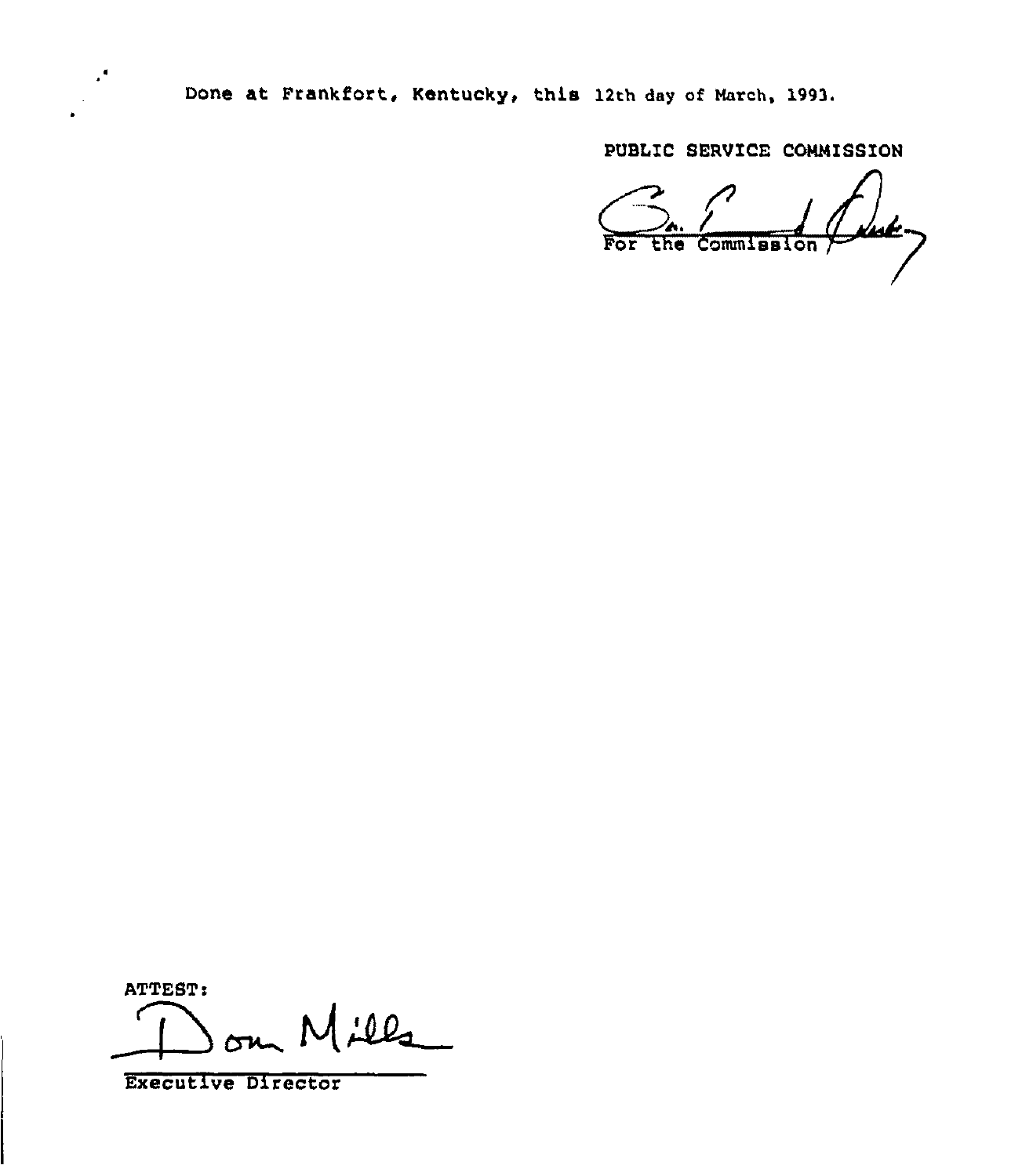Done at Frankfort, Kentucky, this 12th day of March, 1993.

PUBLIC SERVICE COMMISSION

For the Commission

ATTEST:

Executive Director